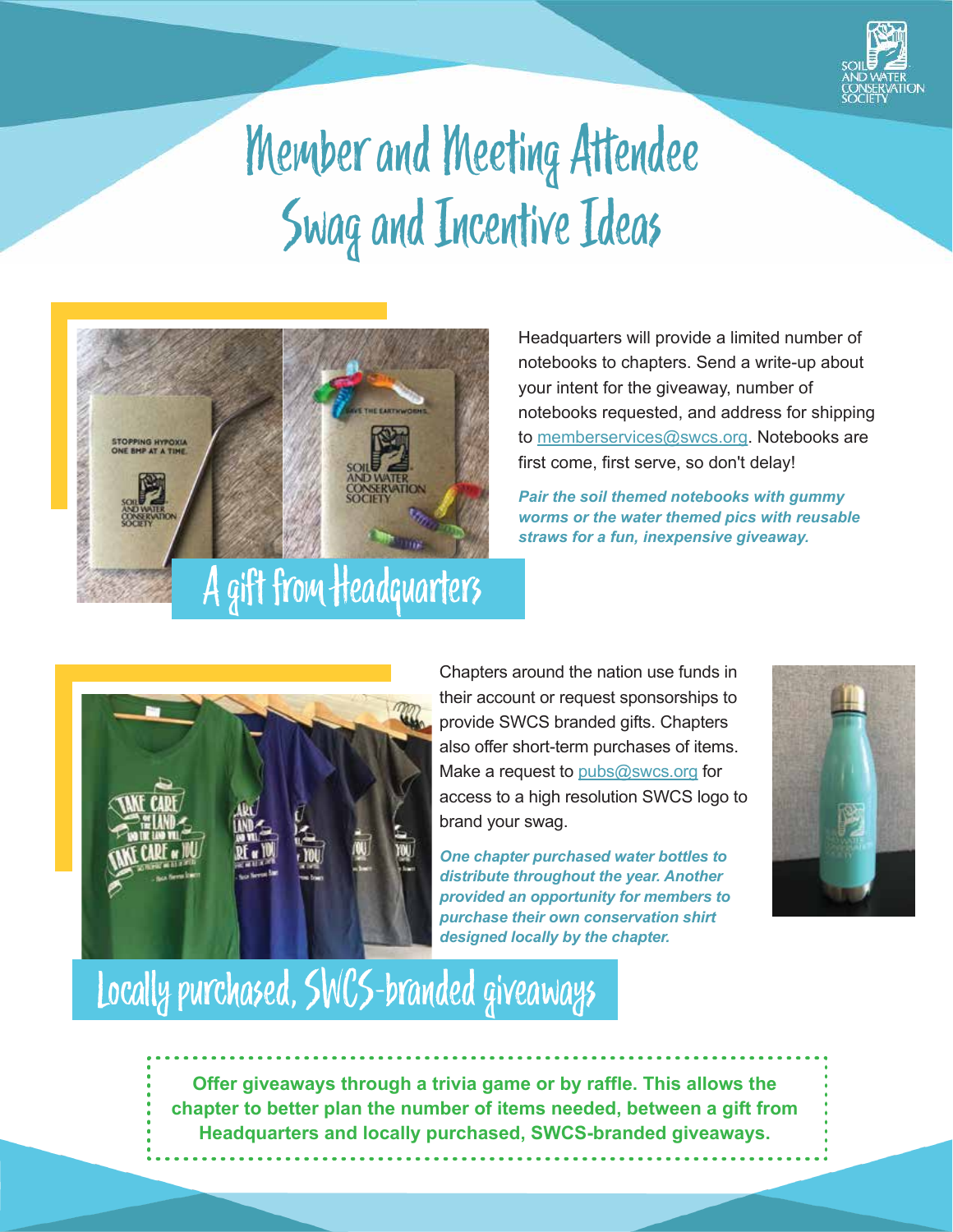# Member and Meeting Attendee Swag and Incentive Ideas

## A gift from Headquarters

Headquarters will provide a limited number of notebooks to chapters. Send a write-up about your intent for the giveaway, number of notebooks requested, and address for shipping to memberservices@swcs.org. Notebooks are first come, first serve, so don't delay!

***Pair the soil themed notebooks with gummy worms or the water themed pics with reusable straws for a fun, inexpensive giveaway.***

## Locally purchased, SWCS-branded giveaways

Chapters around the nation use funds in their account or request sponsorships to provide SWCS branded gifts. Chapters also offer short-term purchases of items. Make a request to pubs@swcs.org for access to a high resolution SWCS logo to brand your swag.

***One chapter purchased water bottles to distribute throughout the year. Another provided an opportunity for members to purchase their own conservation shirt designed locally by the chapter.***

**Offer giveaways through a trivia game or by raffle. This allows the chapter to better plan the number of items needed, between a gift from Headquarters and locally purchased, SWCS-branded giveaways.**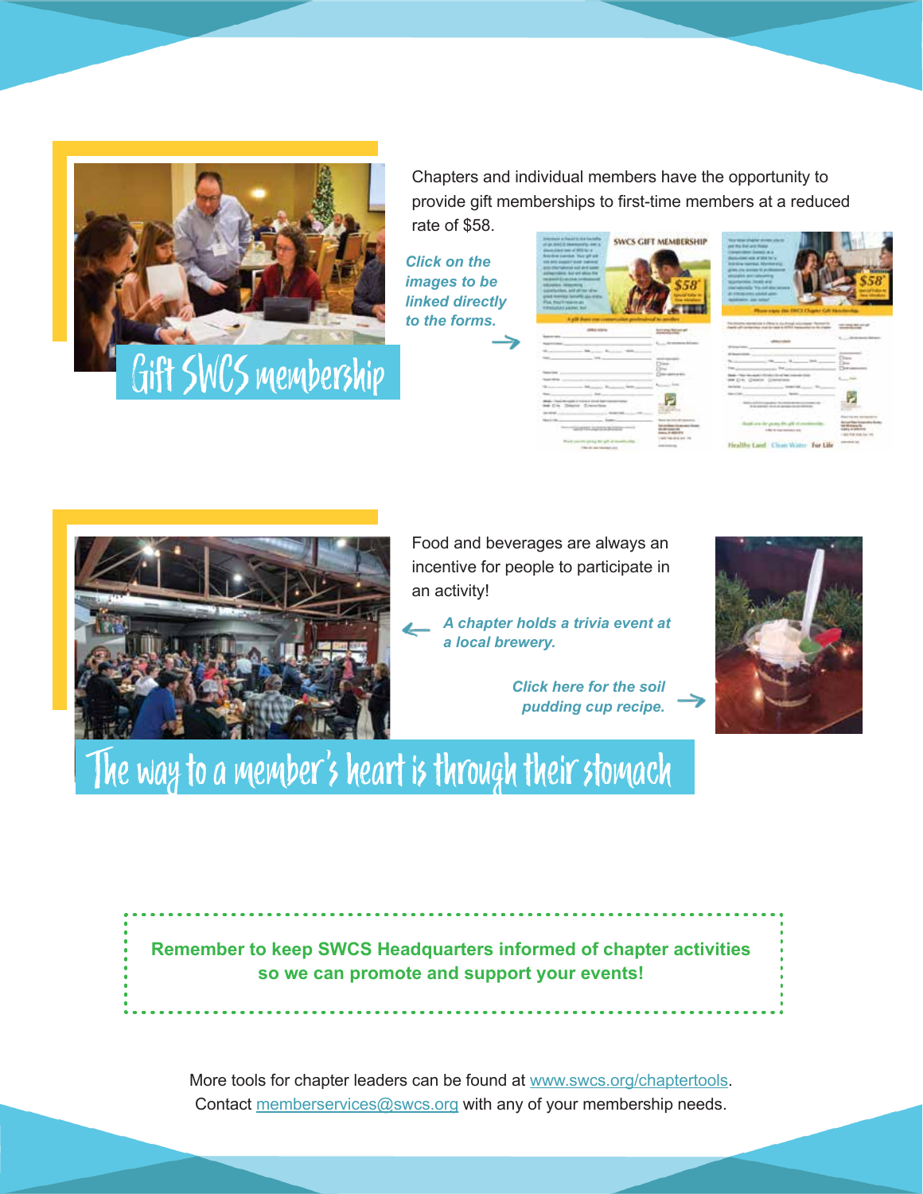## Gift SWCS membership

Chapters and individual members have the opportunity to provide gift memberships to first-time members at a reduced rate of $58.

*Click on the images to be linked directly to the forms.*

## The way to a member's heart is through their stomach

Food and beverages are always an incentive for people to participate in an activity!

*A chapter holds a trivia event at a local brewery.*

*Click here for the soil pudding cup recipe.*

**Remember to keep SWCS Headquarters informed of chapter activities so we can promote and support your events!**

More tools for chapter leaders can be found at [www.swcs.org/chaptertools](www.swcs.org/chaptertools).
Contact [memberservices@swcs.org](mailto:memberservices@swcs.org) with any of your membership needs.